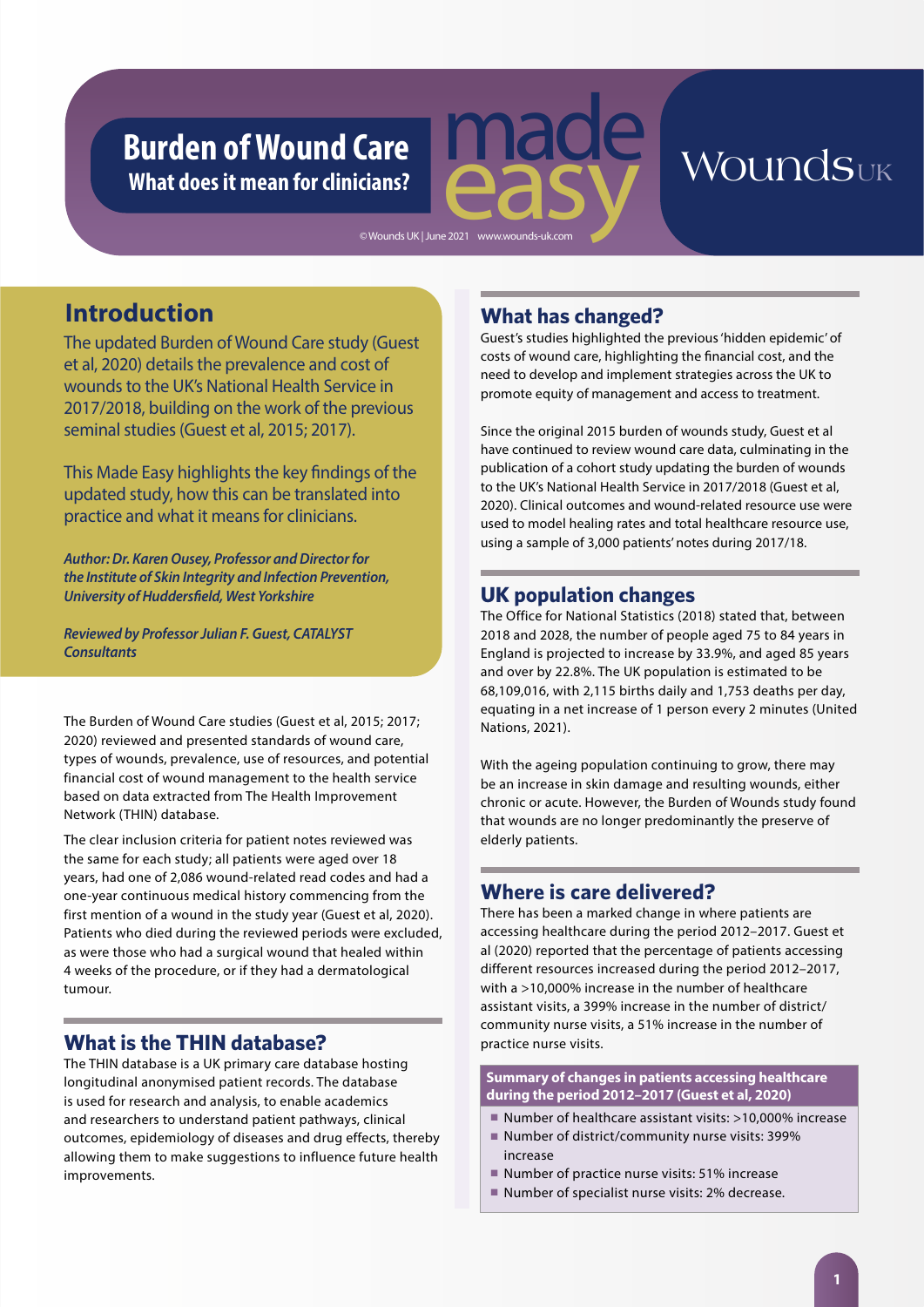# Burden of Wound Care

## What does it mean for clinicians?

made easy

Wounds UK

© Wounds UK | June 2021 www.wounds-uk.com

## Introduction

The updated Burden of Wound Care study (Guest et al, 2020) details the prevalence and cost of wounds to the UK's National Health Service in 2017/2018, building on the work of the previous seminal studies (Guest et al, 2015; 2017).

This Made Easy highlights the key findings of the updated study, how this can be translated into practice and what it means for clinicians.

***Author: Dr. Karen Ousey, Professor and Director for the Institute of Skin Integrity and Infection Prevention, University of Huddersfield, West Yorkshire***

***Reviewed by Professor Julian F. Guest, CATALYST Consultants***

The Burden of Wound Care studies (Guest et al, 2015; 2017; 2020) reviewed and presented standards of wound care, types of wounds, prevalence, use of resources, and potential financial cost of wound management to the health service based on data extracted from The Health Improvement Network (THIN) database.

The clear inclusion criteria for patient notes reviewed was the same for each study; all patients were aged over 18 years, had one of 2,086 wound-related read codes and had a one-year continuous medical history commencing from the first mention of a wound in the study year (Guest et al, 2020). Patients who died during the reviewed periods were excluded, as were those who had a surgical wound that healed within 4 weeks of the procedure, or if they had a dermatological tumour.

## What is the THIN database?

The THIN database is a UK primary care database hosting longitudinal anonymised patient records. The database is used for research and analysis, to enable academics and researchers to understand patient pathways, clinical outcomes, epidemiology of diseases and drug effects, thereby allowing them to make suggestions to influence future health improvements.

## What has changed?

Guest's studies highlighted the previous 'hidden epidemic' of costs of wound care, highlighting the financial cost, and the need to develop and implement strategies across the UK to promote equity of management and access to treatment.

Since the original 2015 burden of wounds study, Guest et al have continued to review wound care data, culminating in the publication of a cohort study updating the burden of wounds to the UK's National Health Service in 2017/2018 (Guest et al, 2020). Clinical outcomes and wound-related resource use were used to model healing rates and total healthcare resource use, using a sample of 3,000 patients' notes during 2017/18.

## UK population changes

The Office for National Statistics (2018) stated that, between 2018 and 2028, the number of people aged 75 to 84 years in England is projected to increase by 33.9%, and aged 85 years and over by 22.8%. The UK population is estimated to be 68,109,016, with 2,115 births daily and 1,753 deaths per day, equating in a net increase of 1 person every 2 minutes (United Nations, 2021).

With the ageing population continuing to grow, there may be an increase in skin damage and resulting wounds, either chronic or acute. However, the Burden of Wounds study found that wounds are no longer predominantly the preserve of elderly patients.

## Where is care delivered?

There has been a marked change in where patients are accessing healthcare during the period 2012–2017. Guest et al (2020) reported that the percentage of patients accessing different resources increased during the period 2012–2017, with a >10,000% increase in the number of healthcare assistant visits, a 399% increase in the number of district/community nurse visits, a 51% increase in the number of practice nurse visits.

**Summary of changes in patients accessing healthcare during the period 2012–2017 (Guest et al, 2020)**

- Number of healthcare assistant visits: >10,000% increase
- Number of district/community nurse visits: 399% increase
- Number of practice nurse visits: 51% increase
- Number of specialist nurse visits: 2% decrease.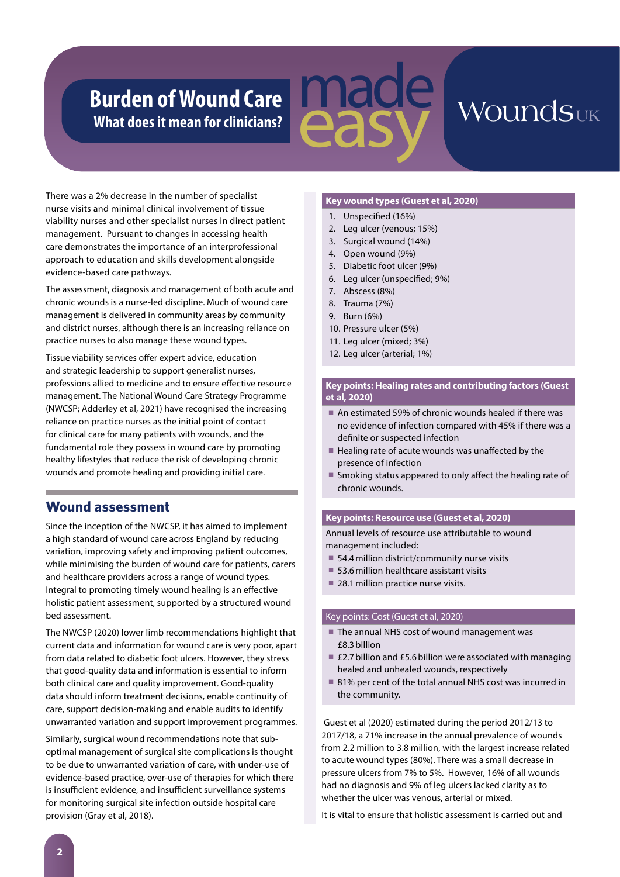# Burden of Wound Care

## What does it mean for clinicians?

There was a 2% decrease in the number of specialist nurse visits and minimal clinical involvement of tissue viability nurses and other specialist nurses in direct patient management. Pursuant to changes in accessing health care demonstrates the importance of an interprofessional approach to education and skills development alongside evidence-based care pathways.

The assessment, diagnosis and management of both acute and chronic wounds is a nurse-led discipline. Much of wound care management is delivered in community areas by community and district nurses, although there is an increasing reliance on practice nurses to also manage these wound types.

Tissue viability services offer expert advice, education and strategic leadership to support generalist nurses, professions allied to medicine and to ensure effective resource management. The National Wound Care Strategy Programme (NWCSP; Adderley et al, 2021) have recognised the increasing reliance on practice nurses as the initial point of contact for clinical care for many patients with wounds, and the fundamental role they possess in wound care by promoting healthy lifestyles that reduce the risk of developing chronic wounds and promote healing and providing initial care.

## Wound assessment

Since the inception of the NWCSP, it has aimed to implement a high standard of wound care across England by reducing variation, improving safety and improving patient outcomes, while minimising the burden of wound care for patients, carers and healthcare providers across a range of wound types. Integral to promoting timely wound healing is an effective holistic patient assessment, supported by a structured wound bed assessment.

The NWCSP (2020) lower limb recommendations highlight that current data and information for wound care is very poor, apart from data related to diabetic foot ulcers. However, they stress that good-quality data and information is essential to inform both clinical care and quality improvement. Good-quality data should inform treatment decisions, enable continuity of care, support decision-making and enable audits to identify unwarranted variation and support improvement programmes.

Similarly, surgical wound recommendations note that sub-optimal management of surgical site complications is thought to be due to unwarranted variation of care, with under-use of evidence-based practice, over-use of therapies for which there is insufficient evidence, and insufficient surveillance systems for monitoring surgical site infection outside hospital care provision (Gray et al, 2018).

**Key wound types (Guest et al, 2020)**

1. Unspecified (16%)
2. Leg ulcer (venous; 15%)
3. Surgical wound (14%)
4. Open wound (9%)
5. Diabetic foot ulcer (9%)
6. Leg ulcer (unspecified; 9%)
7. Abscess (8%)
8. Trauma (7%)
9. Burn (6%)
10. Pressure ulcer (5%)
11. Leg ulcer (mixed; 3%)
12. Leg ulcer (arterial; 1%)

**Key points: Healing rates and contributing factors (Guest et al, 2020)**

- An estimated 59% of chronic wounds healed if there was no evidence of infection compared with 45% if there was a definite or suspected infection
- Healing rate of acute wounds was unaffected by the presence of infection
- Smoking status appeared to only affect the healing rate of chronic wounds.

**Key points: Resource use (Guest et al, 2020)**

Annual levels of resource use attributable to wound management included:

- 54.4 million district/community nurse visits
- 53.6 million healthcare assistant visits
- 28.1 million practice nurse visits.

**Key points: Cost (Guest et al, 2020)**

- The annual NHS cost of wound management was £8.3 billion
- £2.7 billion and £5.6 billion were associated with managing healed and unhealed wounds, respectively
- 81% per cent of the total annual NHS cost was incurred in the community.

Guest et al (2020) estimated during the period 2012/13 to 2017/18, a 71% increase in the annual prevalence of wounds from 2.2 million to 3.8 million, with the largest increase related to acute wound types (80%). There was a small decrease in pressure ulcers from 7% to 5%. However, 16% of all wounds had no diagnosis and 9% of leg ulcers lacked clarity as to whether the ulcer was venous, arterial or mixed.

It is vital to ensure that holistic assessment is carried out and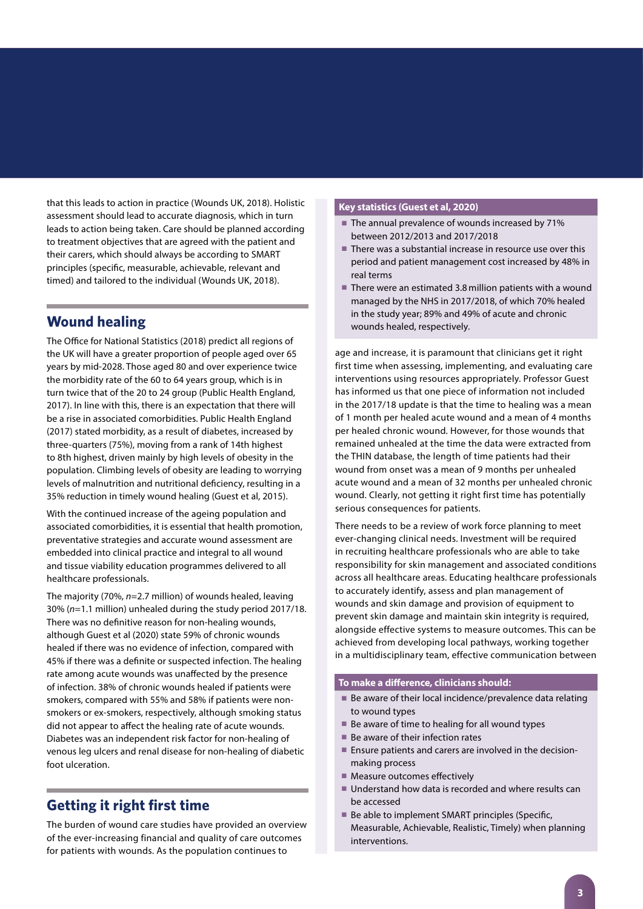that this leads to action in practice (Wounds UK, 2018). Holistic assessment should lead to accurate diagnosis, which in turn leads to action being taken. Care should be planned according to treatment objectives that are agreed with the patient and their carers, which should always be according to SMART principles (specific, measurable, achievable, relevant and timed) and tailored to the individual (Wounds UK, 2018).

## Wound healing

The Office for National Statistics (2018) predict all regions of the UK will have a greater proportion of people aged over 65 years by mid-2028. Those aged 80 and over experience twice the morbidity rate of the 60 to 64 years group, which is in turn twice that of the 20 to 24 group (Public Health England, 2017). In line with this, there is an expectation that there will be a rise in associated comorbidities. Public Health England (2017) stated morbidity, as a result of diabetes, increased by three-quarters (75%), moving from a rank of 14th highest to 8th highest, driven mainly by high levels of obesity in the population. Climbing levels of obesity are leading to worrying levels of malnutrition and nutritional deficiency, resulting in a 35% reduction in timely wound healing (Guest et al, 2015).

With the continued increase of the ageing population and associated comorbidities, it is essential that health promotion, preventative strategies and accurate wound assessment are embedded into clinical practice and integral to all wound and tissue viability education programmes delivered to all healthcare professionals.

The majority (70%, *n*=2.7 million) of wounds healed, leaving 30% (*n*=1.1 million) unhealed during the study period 2017/18. There was no definitive reason for non-healing wounds, although Guest et al (2020) state 59% of chronic wounds healed if there was no evidence of infection, compared with 45% if there was a definite or suspected infection. The healing rate among acute wounds was unaffected by the presence of infection. 38% of chronic wounds healed if patients were smokers, compared with 55% and 58% if patients were non-smokers or ex-smokers, respectively, although smoking status did not appear to affect the healing rate of acute wounds. Diabetes was an independent risk factor for non-healing of venous leg ulcers and renal disease for non-healing of diabetic foot ulceration.

## Getting it right first time

The burden of wound care studies have provided an overview of the ever-increasing financial and quality of care outcomes for patients with wounds. As the population continues to age and increase, it is paramount that clinicians get it right first time when assessing, implementing, and evaluating care interventions using resources appropriately. Professor Guest has informed us that one piece of information not included in the 2017/18 update is that the time to healing was a mean of 1 month per healed acute wound and a mean of 4 months per healed chronic wound. However, for those wounds that remained unhealed at the time the data were extracted from the THIN database, the length of time patients had their wound from onset was a mean of 9 months per unhealed acute wound and a mean of 32 months per unhealed chronic wound. Clearly, not getting it right first time has potentially serious consequences for patients.

There needs to be a review of work force planning to meet ever-changing clinical needs. Investment will be required in recruiting healthcare professionals who are able to take responsibility for skin management and associated conditions across all healthcare areas. Educating healthcare professionals to accurately identify, assess and plan management of wounds and skin damage and provision of equipment to prevent skin damage and maintain skin integrity is required, alongside effective systems to measure outcomes. This can be achieved from developing local pathways, working together in a multidisciplinary team, effective communication between

**Key statistics (Guest et al, 2020)**

- The annual prevalence of wounds increased by 71% between 2012/2013 and 2017/2018
- There was a substantial increase in resource use over this period and patient management cost increased by 48% in real terms
- There were an estimated 3.8 million patients with a wound managed by the NHS in 2017/2018, of which 70% healed in the study year; 89% and 49% of acute and chronic wounds healed, respectively.

**To make a difference, clinicians should:**

- Be aware of their local incidence/prevalence data relating to wound types
- Be aware of time to healing for all wound types
- Be aware of their infection rates
- Ensure patients and carers are involved in the decision-making process
- Measure outcomes effectively
- Understand how data is recorded and where results can be accessed
- Be able to implement SMART principles (Specific, Measurable, Achievable, Realistic, Timely) when planning interventions.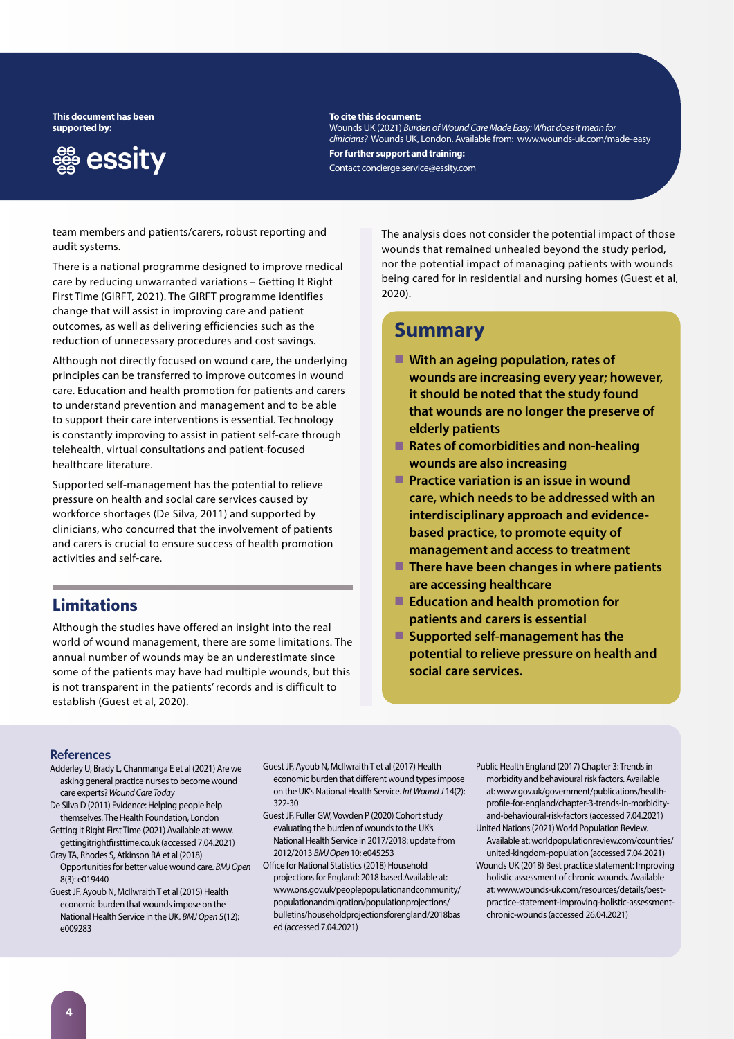**This document has been supported by:**

essity

**To cite this document:**
Wounds UK (2021) *Burden of Wound Care Made Easy: What does it mean for clinicians?* Wounds UK, London. Available from: www.wounds-uk.com/made-easy

**For further support and training:**
Contact concierge.service@essity.com

team members and patients/carers, robust reporting and audit systems.

There is a national programme designed to improve medical care by reducing unwarranted variations – Getting It Right First Time (GIRFT, 2021). The GIRFT programme identifies change that will assist in improving care and patient outcomes, as well as delivering efficiencies such as the reduction of unnecessary procedures and cost savings.

Although not directly focused on wound care, the underlying principles can be transferred to improve outcomes in wound care. Education and health promotion for patients and carers to understand prevention and management and to be able to support their care interventions is essential. Technology is constantly improving to assist in patient self-care through telehealth, virtual consultations and patient-focused healthcare literature.

Supported self-management has the potential to relieve pressure on health and social care services caused by workforce shortages (De Silva, 2011) and supported by clinicians, who concurred that the involvement of patients and carers is crucial to ensure success of health promotion activities and self-care.

## Limitations

Although the studies have offered an insight into the real world of wound management, there are some limitations. The annual number of wounds may be an underestimate since some of the patients may have had multiple wounds, but this is not transparent in the patients' records and is difficult to establish (Guest et al, 2020).

The analysis does not consider the potential impact of those wounds that remained unhealed beyond the study period, nor the potential impact of managing patients with wounds being cared for in residential and nursing homes (Guest et al, 2020).

## Summary

- **With an ageing population, rates of wounds are increasing every year; however, it should be noted that the study found that wounds are no longer the preserve of elderly patients**
- **Rates of comorbidities and non-healing wounds are also increasing**
- **Practice variation is an issue in wound care, which needs to be addressed with an interdisciplinary approach and evidence-based practice, to promote equity of management and access to treatment**
- **There have been changes in where patients are accessing healthcare**
- **Education and health promotion for patients and carers is essential**
- **Supported self-management has the potential to relieve pressure on health and social care services.**

### References

Adderley U, Brady L, Chanmanga E et al (2021) Are we asking general practice nurses to become wound care experts? *Wound Care Today*

De Silva D (2011) Evidence: Helping people help themselves. The Health Foundation, London

Getting It Right First Time (2021) Available at: www.gettingitrightfirsttime.co.uk (accessed 7.04.2021)

Gray TA, Rhodes S, Atkinson RA et al (2018) Opportunities for better value wound care. *BMJ Open* 8(3): e019440

Guest JF, Ayoub N, McIlwraith T et al (2015) Health economic burden that wounds impose on the National Health Service in the UK. *BMJ Open* 5(12): e009283

Guest JF, Ayoub N, McIlwraith T et al (2017) Health economic burden that different wound types impose on the UK's National Health Service. *Int Wound J* 14(2): 322-30

Guest JF, Fuller GW, Vowden P (2020) Cohort study evaluating the burden of wounds to the UK's National Health Service in 2017/2018: update from 2012/2013 *BMJ Open* 10: e045253

Office for National Statistics (2018) Household projections for England: 2018 based.Available at: www.ons.gov.uk/peoplepopulationandcommunity/populationandmigration/populationprojections/bulletins/householdprojectionsforengland/2018based (accessed 7.04.2021)

Public Health England (2017) Chapter 3: Trends in morbidity and behavioural risk factors. Available at: www.gov.uk/government/publications/health-profile-for-england/chapter-3-trends-in-morbidity-and-behavioural-risk-factors (accessed 7.04.2021)

United Nations (2021) World Population Review. Available at: worldpopulationreview.com/countries/united-kingdom-population (accessed 7.04.2021)

Wounds UK (2018) Best practice statement: Improving holistic assessment of chronic wounds. Available at: www.wounds-uk.com/resources/details/best-practice-statement-improving-holistic-assessment-chronic-wounds (accessed 26.04.2021)